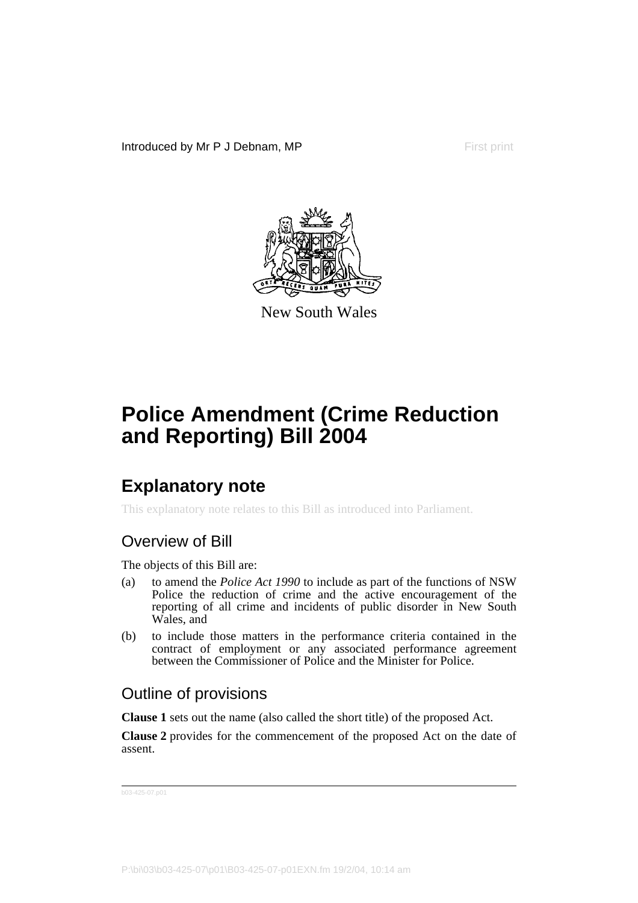Introduced by Mr P J Debnam, MP First print

New South Wales

# Police Amendment (Crime Reduction and Reporting) Bill 2004

## Explanatory note

This explanatory note relates to this Bill as introduced into Parliament.

### Overview of Bill

The objects of this Bill are:

(a) to amend the *Police Act 1990* to include as part of the functions of NSW Police the reduction of crime and the active encouragement of the reporting of all crime and incidents of public disorder in New South Wales, and

(b) to include those matters in the performance criteria contained in the contract of employment or any associated performance agreement between the Commissioner of Police and the Minister for Police.

### Outline of provisions

**Clause 1** sets out the name (also called the short title) of the proposed Act.

**Clause 2** provides for the commencement of the proposed Act on the date of assent.

b03-425-07.p01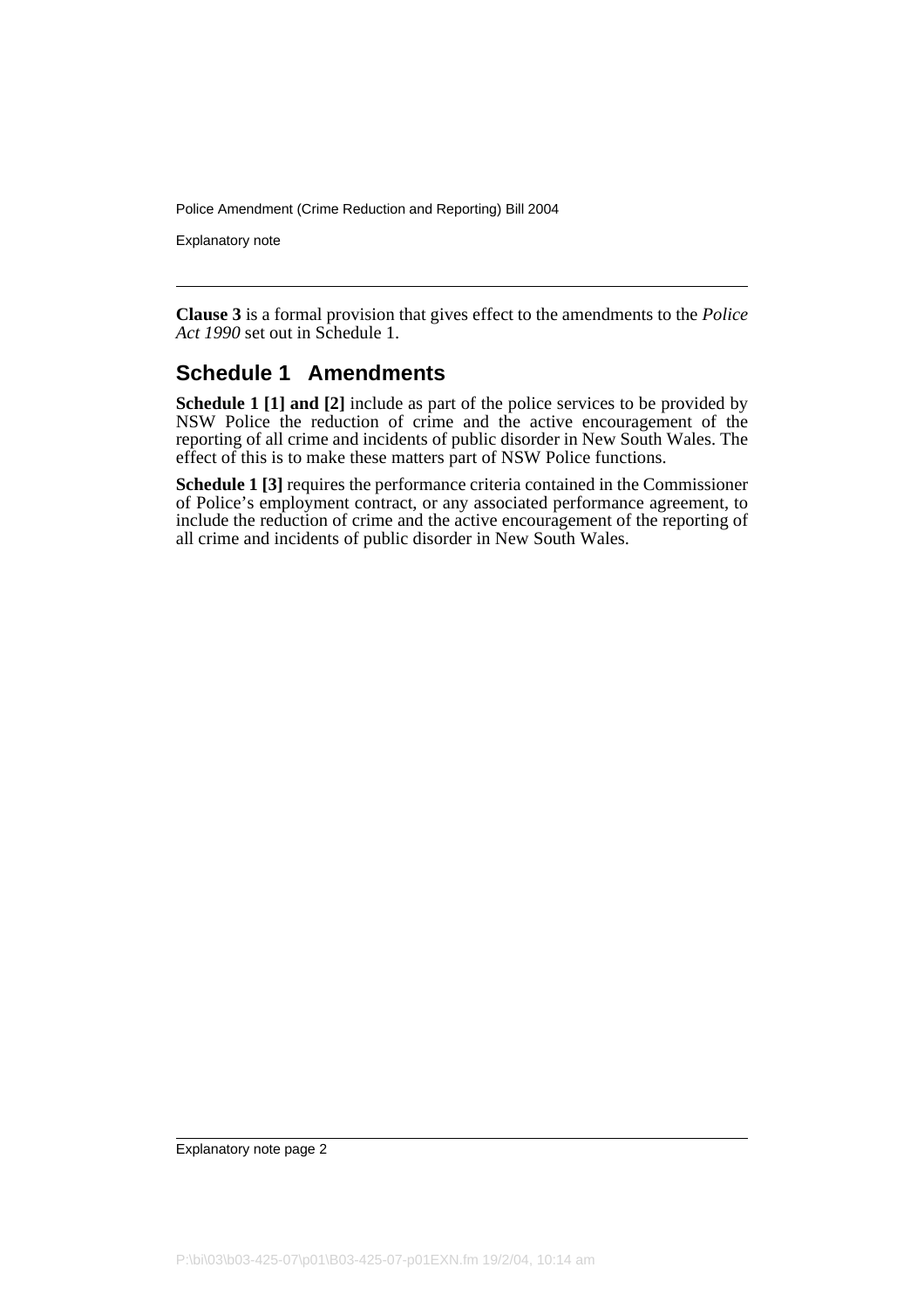**Clause 3** is a formal provision that gives effect to the amendments to the *Police Act 1990* set out in Schedule 1.

## Schedule 1 Amendments

**Schedule 1 [1] and [2]** include as part of the police services to be provided by NSW Police the reduction of crime and the active encouragement of the reporting of all crime and incidents of public disorder in New South Wales. The effect of this is to make these matters part of NSW Police functions.

**Schedule 1 [3]** requires the performance criteria contained in the Commissioner of Police's employment contract, or any associated performance agreement, to include the reduction of crime and the active encouragement of the reporting of all crime and incidents of public disorder in New South Wales.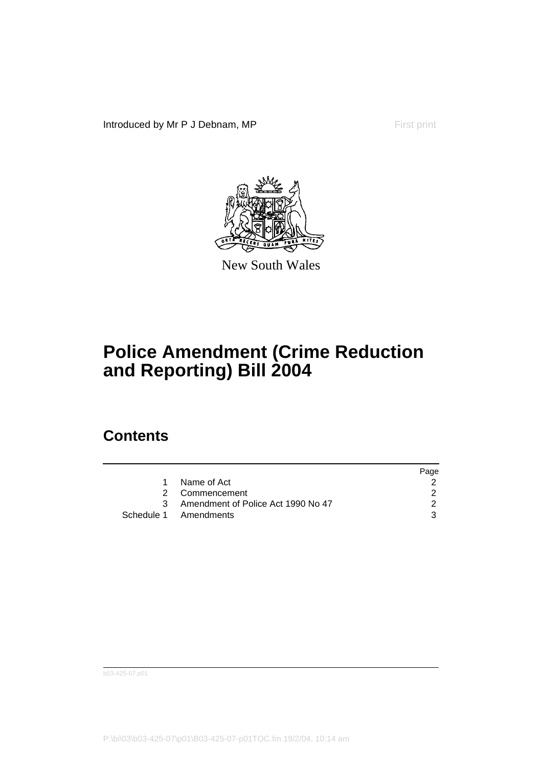Introduced by Mr P J Debnam, MP

First print

New South Wales

# Police Amendment (Crime Reduction and Reporting) Bill 2004

## Contents

| | | Page |
|---|---|---|
| 1 | Name of Act | 2 |
| 2 | Commencement | 2 |
| 3 | Amendment of Police Act 1990 No 47 | 2 |
| Schedule 1 | Amendments | 3 |

b03-425-07.p01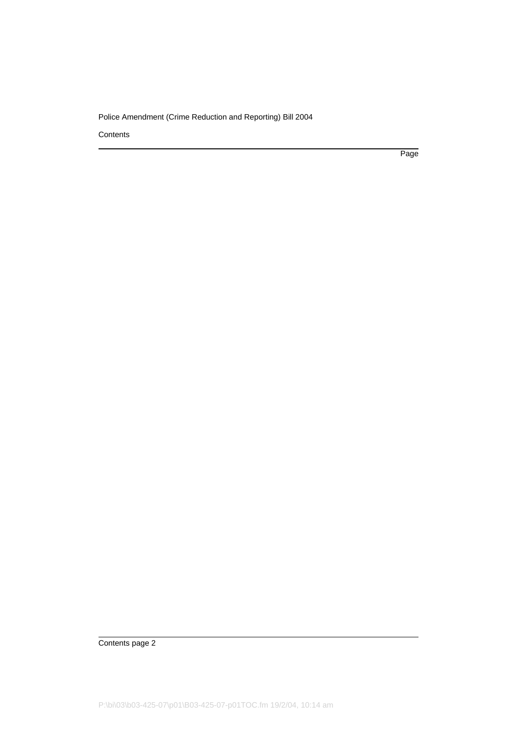Contents

Page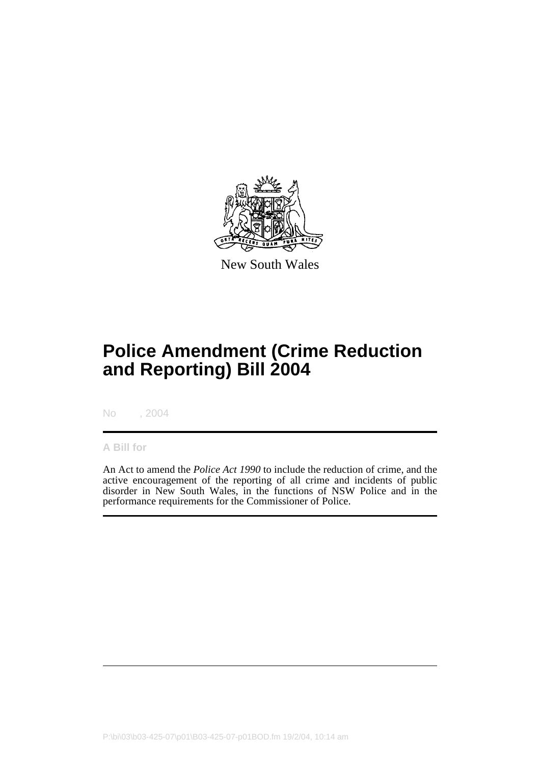New South Wales

# Police Amendment (Crime Reduction and Reporting) Bill 2004

No , 2004

**A Bill for**

An Act to amend the *Police Act 1990* to include the reduction of crime, and the active encouragement of the reporting of all crime and incidents of public disorder in New South Wales, in the functions of NSW Police and in the performance requirements for the Commissioner of Police.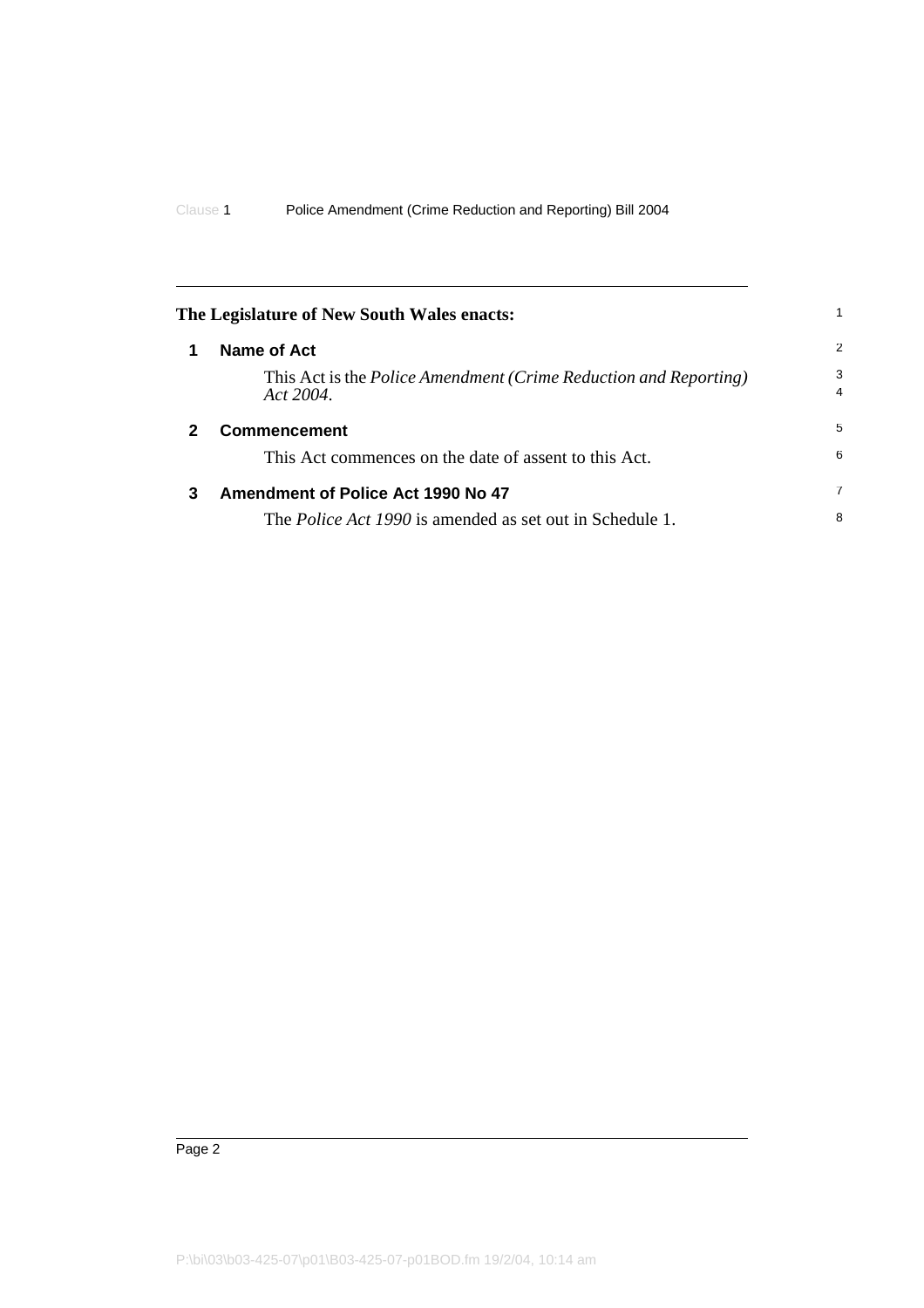**The Legislature of New South Wales enacts:**

## 1 Name of Act

This Act is the *Police Amendment (Crime Reduction and Reporting) Act 2004*.

## 2 Commencement

This Act commences on the date of assent to this Act.

## 3 Amendment of Police Act 1990 No 47

The *Police Act 1990* is amended as set out in Schedule 1.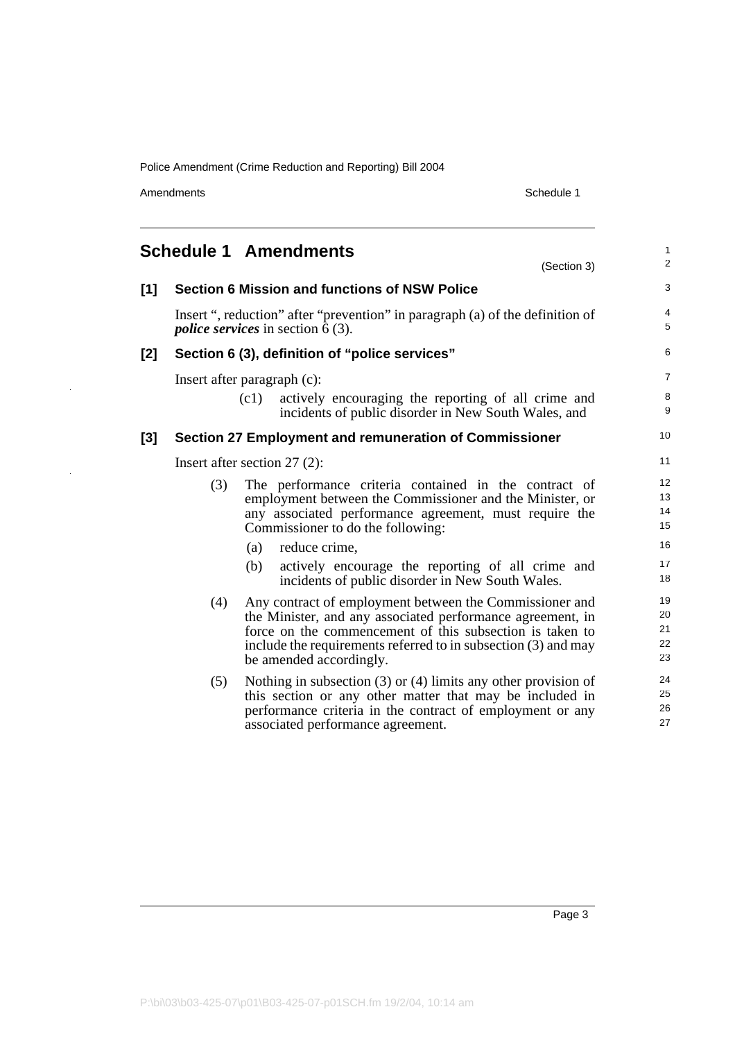## Schedule 1 Amendments

(Section 3)

### [1] Section 6 Mission and functions of NSW Police

Insert ", reduction" after "prevention" in paragraph (a) of the definition of ***police services*** in section 6 (3).

### [2] Section 6 (3), definition of "police services"

Insert after paragraph (c):

(c1) actively encouraging the reporting of all crime and incidents of public disorder in New South Wales, and

### [3] Section 27 Employment and remuneration of Commissioner

Insert after section 27 (2):

(3) The performance criteria contained in the contract of employment between the Commissioner and the Minister, or any associated performance agreement, must require the Commissioner to do the following:

(a) reduce crime,

(b) actively encourage the reporting of all crime and incidents of public disorder in New South Wales.

(4) Any contract of employment between the Commissioner and the Minister, and any associated performance agreement, in force on the commencement of this subsection is taken to include the requirements referred to in subsection (3) and may be amended accordingly.

(5) Nothing in subsection (3) or (4) limits any other provision of this section or any other matter that may be included in performance criteria in the contract of employment or any associated performance agreement.